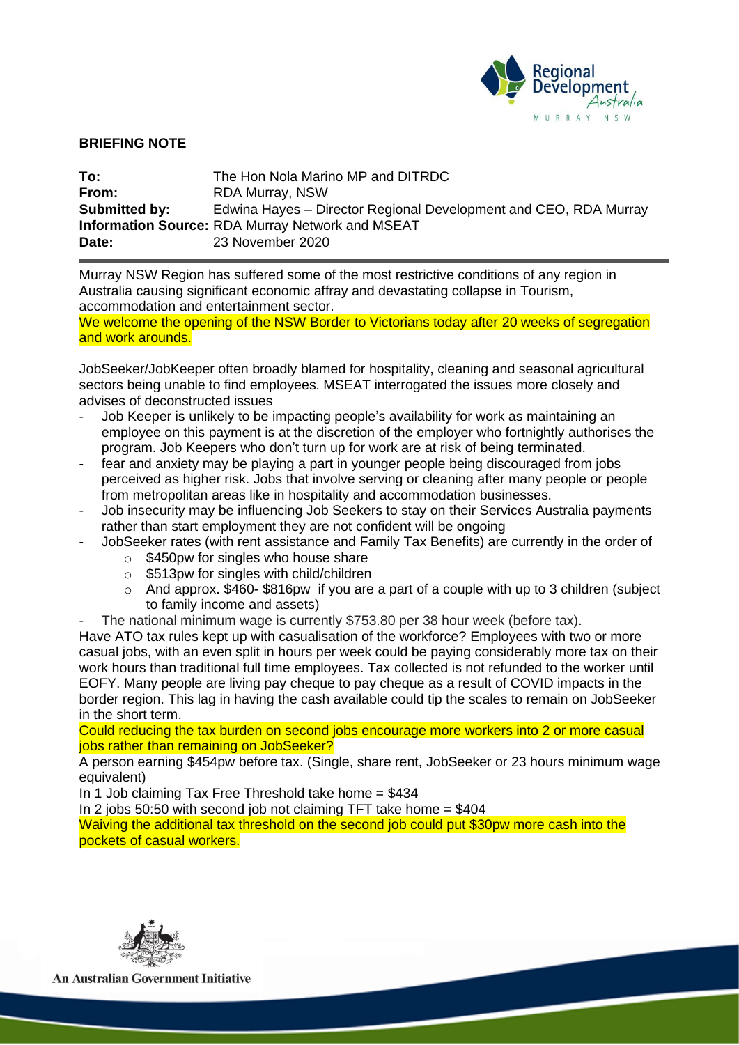## BRIEFING NOTE

**To:** The Hon Nola Marino MP and DITRDC
**From:** RDA Murray, NSW
**Submitted by:** Edwina Hayes – Director Regional Development and CEO, RDA Murray
**Information Source:** RDA Murray Network and MSEAT
**Date:** 23 November 2020

---

Murray NSW Region has suffered some of the most restrictive conditions of any region in Australia causing significant economic affray and devastating collapse in Tourism, accommodation and entertainment sector.

We welcome the opening of the NSW Border to Victorians today after 20 weeks of segregation and work arounds.

JobSeeker/JobKeeper often broadly blamed for hospitality, cleaning and seasonal agricultural sectors being unable to find employees. MSEAT interrogated the issues more closely and advises of deconstructed issues

- Job Keeper is unlikely to be impacting people's availability for work as maintaining an employee on this payment is at the discretion of the employer who fortnightly authorises the program. Job Keepers who don't turn up for work are at risk of being terminated.
- fear and anxiety may be playing a part in younger people being discouraged from jobs perceived as higher risk. Jobs that involve serving or cleaning after many people or people from metropolitan areas like in hospitality and accommodation businesses.
- Job insecurity may be influencing Job Seekers to stay on their Services Australia payments rather than start employment they are not confident will be ongoing
- JobSeeker rates (with rent assistance and Family Tax Benefits) are currently in the order of
  - $450pw for singles who house share
  - $513pw for singles with child/children
  - And approx. $460- $816pw if you are a part of a couple with up to 3 children (subject to family income and assets)
- The national minimum wage is currently $753.80 per 38 hour week (before tax).

Have ATO tax rules kept up with casualisation of the workforce? Employees with two or more casual jobs, with an even split in hours per week could be paying considerably more tax on their work hours than traditional full time employees. Tax collected is not refunded to the worker until EOFY. Many people are living pay cheque to pay cheque as a result of COVID impacts in the border region. This lag in having the cash available could tip the scales to remain on JobSeeker in the short term.

Could reducing the tax burden on second jobs encourage more workers into 2 or more casual jobs rather than remaining on JobSeeker?

A person earning $454pw before tax. (Single, share rent, JobSeeker or 23 hours minimum wage equivalent)

In 1 Job claiming Tax Free Threshold take home = $434

In 2 jobs 50:50 with second job not claiming TFT take home = $404

Waiving the additional tax threshold on the second job could put $30pw more cash into the pockets of casual workers.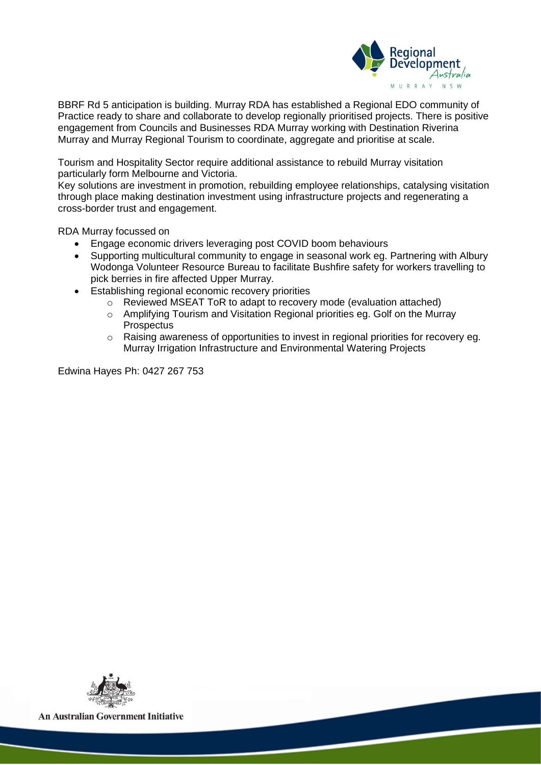BBRF Rd 5 anticipation is building. Murray RDA has established a Regional EDO community of Practice ready to share and collaborate to develop regionally prioritised projects. There is positive engagement from Councils and Businesses RDA Murray working with Destination Riverina Murray and Murray Regional Tourism to coordinate, aggregate and prioritise at scale.

Tourism and Hospitality Sector require additional assistance to rebuild Murray visitation particularly form Melbourne and Victoria.
Key solutions are investment in promotion, rebuilding employee relationships, catalysing visitation through place making destination investment using infrastructure projects and regenerating a cross-border trust and engagement.

RDA Murray focussed on

- Engage economic drivers leveraging post COVID boom behaviours
- Supporting multicultural community to engage in seasonal work eg. Partnering with Albury Wodonga Volunteer Resource Bureau to facilitate Bushfire safety for workers travelling to pick berries in fire affected Upper Murray.
- Establishing regional economic recovery priorities
    - Reviewed MSEAT ToR to adapt to recovery mode (evaluation attached)
    - Amplifying Tourism and Visitation Regional priorities eg. Golf on the Murray Prospectus
    - Raising awareness of opportunities to invest in regional priorities for recovery eg. Murray Irrigation Infrastructure and Environmental Watering Projects

Edwina Hayes Ph: 0427 267 753